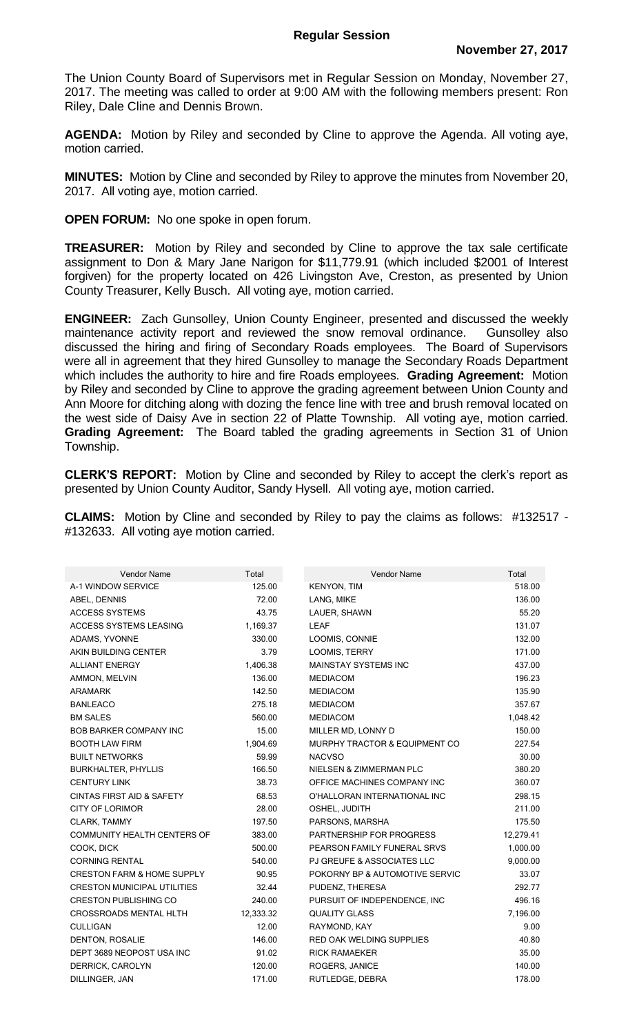# Regular Session

**November 27, 2017**

The Union County Board of Supervisors met in Regular Session on Monday, November 27, 2017. The meeting was called to order at 9:00 AM with the following members present: Ron Riley, Dale Cline and Dennis Brown.

**AGENDA:** Motion by Riley and seconded by Cline to approve the Agenda. All voting aye, motion carried.

**MINUTES:** Motion by Cline and seconded by Riley to approve the minutes from November 20, 2017. All voting aye, motion carried.

**OPEN FORUM:** No one spoke in open forum.

**TREASURER:** Motion by Riley and seconded by Cline to approve the tax sale certificate assignment to Don & Mary Jane Narigon for $11,779.91 (which included $2001 of Interest forgiven) for the property located on 426 Livingston Ave, Creston, as presented by Union County Treasurer, Kelly Busch. All voting aye, motion carried.

**ENGINEER:** Zach Gunsolley, Union County Engineer, presented and discussed the weekly maintenance activity report and reviewed the snow removal ordinance. Gunsolley also discussed the hiring and firing of Secondary Roads employees. The Board of Supervisors were all in agreement that they hired Gunsolley to manage the Secondary Roads Department which includes the authority to hire and fire Roads employees. **Grading Agreement:** Motion by Riley and seconded by Cline to approve the grading agreement between Union County and Ann Moore for ditching along with dozing the fence line with tree and brush removal located on the west side of Daisy Ave in section 22 of Platte Township. All voting aye, motion carried. **Grading Agreement:** The Board tabled the grading agreements in Section 31 of Union Township.

**CLERK'S REPORT:** Motion by Cline and seconded by Riley to accept the clerk's report as presented by Union County Auditor, Sandy Hysell. All voting aye, motion carried.

**CLAIMS:** Motion by Cline and seconded by Riley to pay the claims as follows: #132517 - #132633. All voting aye motion carried.

| Vendor Name | Total | Vendor Name | Total |
|---|---|---|---|
| A-1 WINDOW SERVICE | 125.00 | KENYON, TIM | 518.00 |
| ABEL, DENNIS | 72.00 | LANG, MIKE | 136.00 |
| ACCESS SYSTEMS | 43.75 | LAUER, SHAWN | 55.20 |
| ACCESS SYSTEMS LEASING | 1,169.37 | LEAF | 131.07 |
| ADAMS, YVONNE | 330.00 | LOOMIS, CONNIE | 132.00 |
| AKIN BUILDING CENTER | 3.79 | LOOMIS, TERRY | 171.00 |
| ALLIANT ENERGY | 1,406.38 | MAINSTAY SYSTEMS INC | 437.00 |
| AMMON, MELVIN | 136.00 | MEDIACOM | 196.23 |
| ARAMARK | 142.50 | MEDIACOM | 135.90 |
| BANLEACO | 275.18 | MEDIACOM | 357.67 |
| BM SALES | 560.00 | MEDIACOM | 1,048.42 |
| BOB BARKER COMPANY INC | 15.00 | MILLER MD, LONNY D | 150.00 |
| BOOTH LAW FIRM | 1,904.69 | MURPHY TRACTOR & EQUIPMENT CO | 227.54 |
| BUILT NETWORKS | 59.99 | NACVSO | 30.00 |
| BURKHALTER, PHYLLIS | 166.50 | NIELSEN & ZIMMERMAN PLC | 380.20 |
| CENTURY LINK | 38.73 | OFFICE MACHINES COMPANY INC | 360.07 |
| CINTAS FIRST AID & SAFETY | 68.53 | O'HALLORAN INTERNATIONAL INC | 298.15 |
| CITY OF LORIMOR | 28.00 | OSHEL, JUDITH | 211.00 |
| CLARK, TAMMY | 197.50 | PARSONS, MARSHA | 175.50 |
| COMMUNITY HEALTH CENTERS OF | 383.00 | PARTNERSHIP FOR PROGRESS | 12,279.41 |
| COOK, DICK | 500.00 | PEARSON FAMILY FUNERAL SRVS | 1,000.00 |
| CORNING RENTAL | 540.00 | PJ GREUFE & ASSOCIATES LLC | 9,000.00 |
| CRESTON FARM & HOME SUPPLY | 90.95 | POKORNY BP & AUTOMOTIVE SERVIC | 33.07 |
| CRESTON MUNICIPAL UTILITIES | 32.44 | PUDENZ, THERESA | 292.77 |
| CRESTON PUBLISHING CO | 240.00 | PURSUIT OF INDEPENDENCE, INC | 496.16 |
| CROSSROADS MENTAL HLTH | 12,333.32 | QUALITY GLASS | 7,196.00 |
| CULLIGAN | 12.00 | RAYMOND, KAY | 9.00 |
| DENTON, ROSALIE | 146.00 | RED OAK WELDING SUPPLIES | 40.80 |
| DEPT 3689 NEOPOST USA INC | 91.02 | RICK RAMAEKER | 35.00 |
| DERRICK, CAROLYN | 120.00 | ROGERS, JANICE | 140.00 |
| DILLINGER, JAN | 171.00 | RUTLEDGE, DEBRA | 178.00 |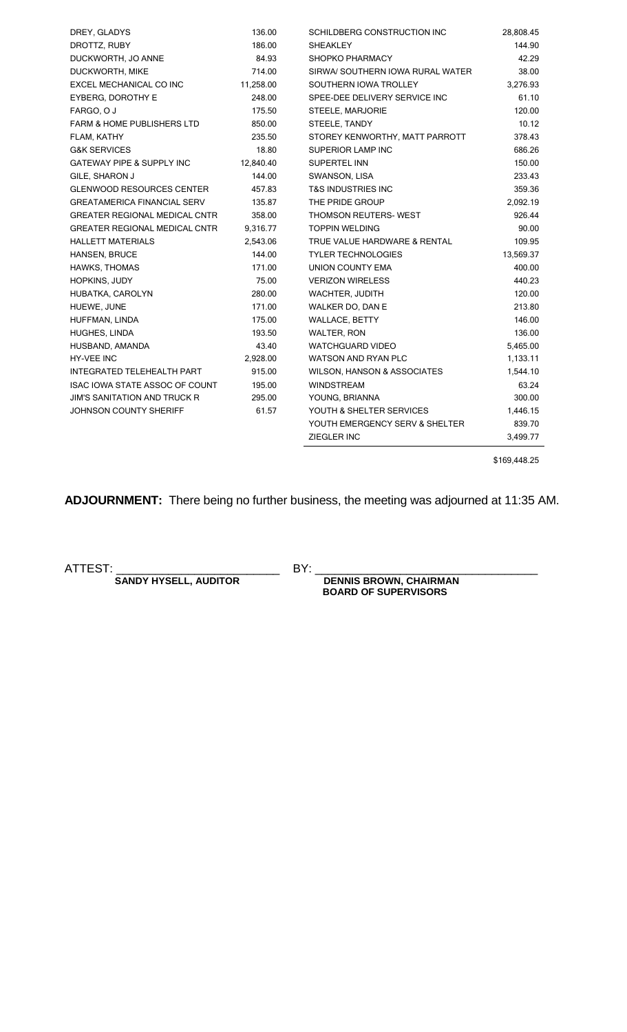| | | | |
|---|---|---|---|
| DREY, GLADYS | 136.00 | SCHILDBERG CONSTRUCTION INC | 28,808.45 |
| DROTTZ, RUBY | 186.00 | SHEAKLEY | 144.90 |
| DUCKWORTH, JO ANNE | 84.93 | SHOPKO PHARMACY | 42.29 |
| DUCKWORTH, MIKE | 714.00 | SIRWA/ SOUTHERN IOWA RURAL WATER | 38.00 |
| EXCEL MECHANICAL CO INC | 11,258.00 | SOUTHERN IOWA TROLLEY | 3,276.93 |
| EYBERG, DOROTHY E | 248.00 | SPEE-DEE DELIVERY SERVICE INC | 61.10 |
| FARGO, O J | 175.50 | STEELE, MARJORIE | 120.00 |
| FARM & HOME PUBLISHERS LTD | 850.00 | STEELE, TANDY | 10.12 |
| FLAM, KATHY | 235.50 | STOREY KENWORTHY, MATT PARROTT | 378.43 |
| G&K SERVICES | 18.80 | SUPERIOR LAMP INC | 686.26 |
| GATEWAY PIPE & SUPPLY INC | 12,840.40 | SUPERTEL INN | 150.00 |
| GILE, SHARON J | 144.00 | SWANSON, LISA | 233.43 |
| GLENWOOD RESOURCES CENTER | 457.83 | T&S INDUSTRIES INC | 359.36 |
| GREATAMERICA FINANCIAL SERV | 135.87 | THE PRIDE GROUP | 2,092.19 |
| GREATER REGIONAL MEDICAL CNTR | 358.00 | THOMSON REUTERS- WEST | 926.44 |
| GREATER REGIONAL MEDICAL CNTR | 9,316.77 | TOPPIN WELDING | 90.00 |
| HALLETT MATERIALS | 2,543.06 | TRUE VALUE HARDWARE & RENTAL | 109.95 |
| HANSEN, BRUCE | 144.00 | TYLER TECHNOLOGIES | 13,569.37 |
| HAWKS, THOMAS | 171.00 | UNION COUNTY EMA | 400.00 |
| HOPKINS, JUDY | 75.00 | VERIZON WIRELESS | 440.23 |
| HUBATKA, CAROLYN | 280.00 | WACHTER, JUDITH | 120.00 |
| HUEWE, JUNE | 171.00 | WALKER DO, DAN E | 213.80 |
| HUFFMAN, LINDA | 175.00 | WALLACE, BETTY | 146.00 |
| HUGHES, LINDA | 193.50 | WALTER, RON | 136.00 |
| HUSBAND, AMANDA | 43.40 | WATCHGUARD VIDEO | 5,465.00 |
| HY-VEE INC | 2,928.00 | WATSON AND RYAN PLC | 1,133.11 |
| INTEGRATED TELEHEALTH PART | 915.00 | WILSON, HANSON & ASSOCIATES | 1,544.10 |
| ISAC IOWA STATE ASSOC OF COUNT | 195.00 | WINDSTREAM | 63.24 |
| JIM'S SANITATION AND TRUCK R | 295.00 | YOUNG, BRIANNA | 300.00 |
| JOHNSON COUNTY SHERIFF | 61.57 | YOUTH & SHELTER SERVICES | 1,446.15 |
| | | YOUTH EMERGENCY SERV & SHELTER | 839.70 |
| | | ZIEGLER INC | 3,499.77 |
| | | | $169,448.25 |

**ADJOURNMENT:** There being no further business, the meeting was adjourned at 11:35 AM.

ATTEST: ___________________________ BY: ___________________________________

**SANDY HYSELL, AUDITOR** **DENNIS BROWN, CHAIRMAN**
**BOARD OF SUPERVISORS**